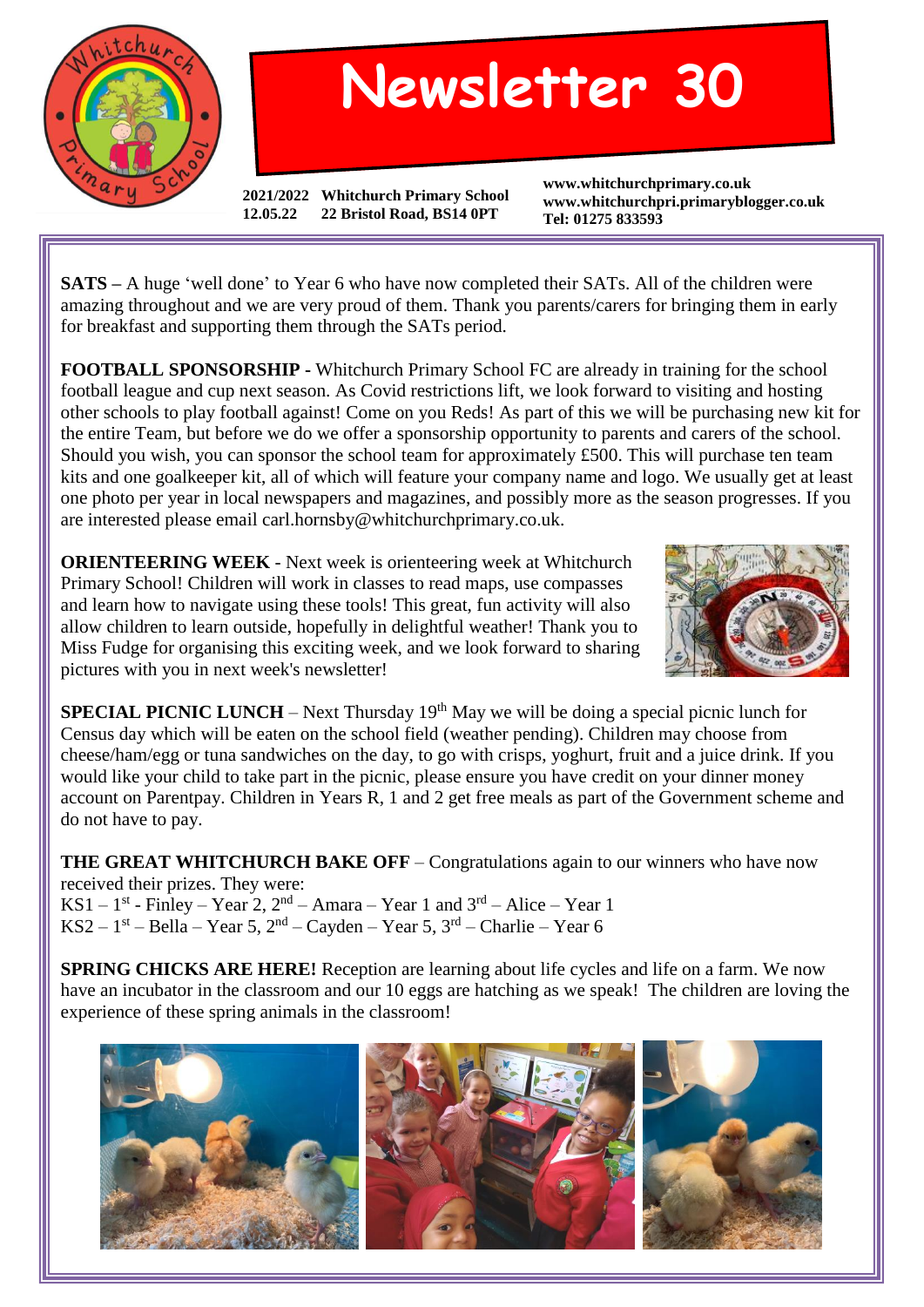# Newsletter 30

**2021/2022 Whitchurch Primary School**
**12.05.22 22 Bristol Road, BS14 0PT**

**www.whitchurchprimary.co.uk**
**www.whitchurchpri.primaryblogger.co.uk**
**Tel: 01275 833593**

**SATS –** A huge 'well done' to Year 6 who have now completed their SATs. All of the children were amazing throughout and we are very proud of them. Thank you parents/carers for bringing them in early for breakfast and supporting them through the SATs period.

**FOOTBALL SPONSORSHIP -** Whitchurch Primary School FC are already in training for the school football league and cup next season. As Covid restrictions lift, we look forward to visiting and hosting other schools to play football against! Come on you Reds! As part of this we will be purchasing new kit for the entire Team, but before we do we offer a sponsorship opportunity to parents and carers of the school. Should you wish, you can sponsor the school team for approximately £500. This will purchase ten team kits and one goalkeeper kit, all of which will feature your company name and logo. We usually get at least one photo per year in local newspapers and magazines, and possibly more as the season progresses. If you are interested please email carl.hornsby@whitchurchprimary.co.uk.

**ORIENTEERING WEEK** - Next week is orienteering week at Whitchurch Primary School! Children will work in classes to read maps, use compasses and learn how to navigate using these tools! This great, fun activity will also allow children to learn outside, hopefully in delightful weather! Thank you to Miss Fudge for organising this exciting week, and we look forward to sharing pictures with you in next week's newsletter!

**SPECIAL PICNIC LUNCH** – Next Thursday 19th May we will be doing a special picnic lunch for Census day which will be eaten on the school field (weather pending). Children may choose from cheese/ham/egg or tuna sandwiches on the day, to go with crisps, yoghurt, fruit and a juice drink. If you would like your child to take part in the picnic, please ensure you have credit on your dinner money account on Parentpay. Children in Years R, 1 and 2 get free meals as part of the Government scheme and do not have to pay.

**THE GREAT WHITCHURCH BAKE OFF** – Congratulations again to our winners who have now received their prizes. They were:
KS1 – 1st - Finley – Year 2, 2nd – Amara – Year 1 and 3rd – Alice – Year 1
KS2 – 1st – Bella – Year 5, 2nd – Cayden – Year 5, 3rd – Charlie – Year 6

**SPRING CHICKS ARE HERE!** Reception are learning about life cycles and life on a farm. We now have an incubator in the classroom and our 10 eggs are hatching as we speak! The children are loving the experience of these spring animals in the classroom!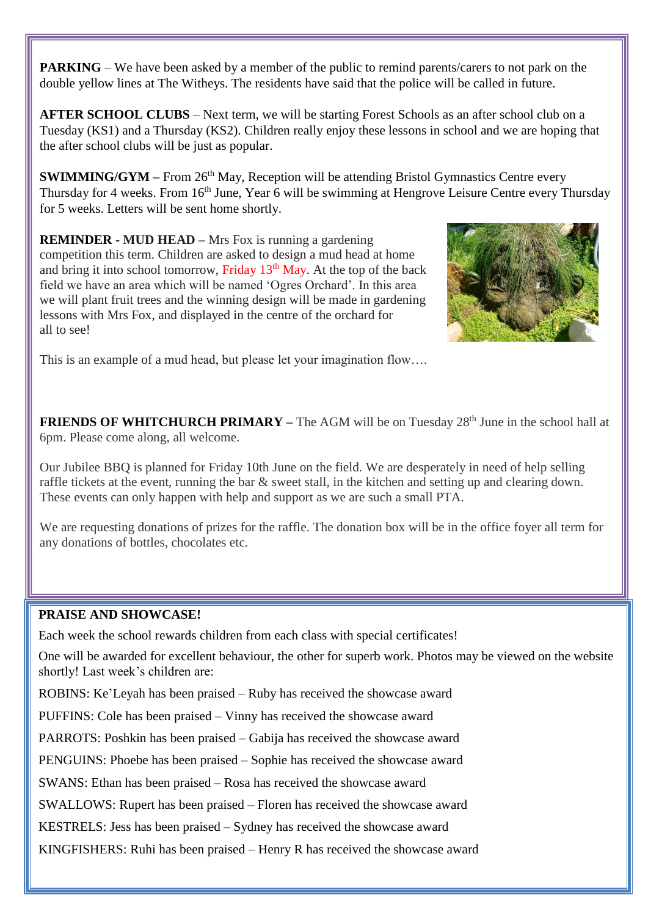**PARKING** – We have been asked by a member of the public to remind parents/carers to not park on the double yellow lines at The Witheys. The residents have said that the police will be called in future.

**AFTER SCHOOL CLUBS** – Next term, we will be starting Forest Schools as an after school club on a Tuesday (KS1) and a Thursday (KS2). Children really enjoy these lessons in school and we are hoping that the after school clubs will be just as popular.

**SWIMMING/GYM –** From 26th May, Reception will be attending Bristol Gymnastics Centre every Thursday for 4 weeks. From 16th June, Year 6 will be swimming at Hengrove Leisure Centre every Thursday for 5 weeks. Letters will be sent home shortly.

**REMINDER - MUD HEAD –** Mrs Fox is running a gardening competition this term. Children are asked to design a mud head at home and bring it into school tomorrow, Friday 13th May. At the top of the back field we have an area which will be named 'Ogres Orchard'. In this area we will plant fruit trees and the winning design will be made in gardening lessons with Mrs Fox, and displayed in the centre of the orchard for all to see!

This is an example of a mud head, but please let your imagination flow….

**FRIENDS OF WHITCHURCH PRIMARY –** The AGM will be on Tuesday 28th June in the school hall at 6pm. Please come along, all welcome.

Our Jubilee BBQ is planned for Friday 10th June on the field. We are desperately in need of help selling raffle tickets at the event, running the bar & sweet stall, in the kitchen and setting up and clearing down. These events can only happen with help and support as we are such a small PTA.

We are requesting donations of prizes for the raffle. The donation box will be in the office foyer all term for any donations of bottles, chocolates etc.

**PRAISE AND SHOWCASE!**

Each week the school rewards children from each class with special certificates!

One will be awarded for excellent behaviour, the other for superb work. Photos may be viewed on the website shortly! Last week's children are:

ROBINS: Ke'Leyah has been praised – Ruby has received the showcase award

PUFFINS: Cole has been praised – Vinny has received the showcase award

PARROTS: Poshkin has been praised – Gabija has received the showcase award

PENGUINS: Phoebe has been praised – Sophie has received the showcase award

SWANS: Ethan has been praised – Rosa has received the showcase award

SWALLOWS: Rupert has been praised – Floren has received the showcase award

KESTRELS: Jess has been praised – Sydney has received the showcase award

KINGFISHERS: Ruhi has been praised – Henry R has received the showcase award